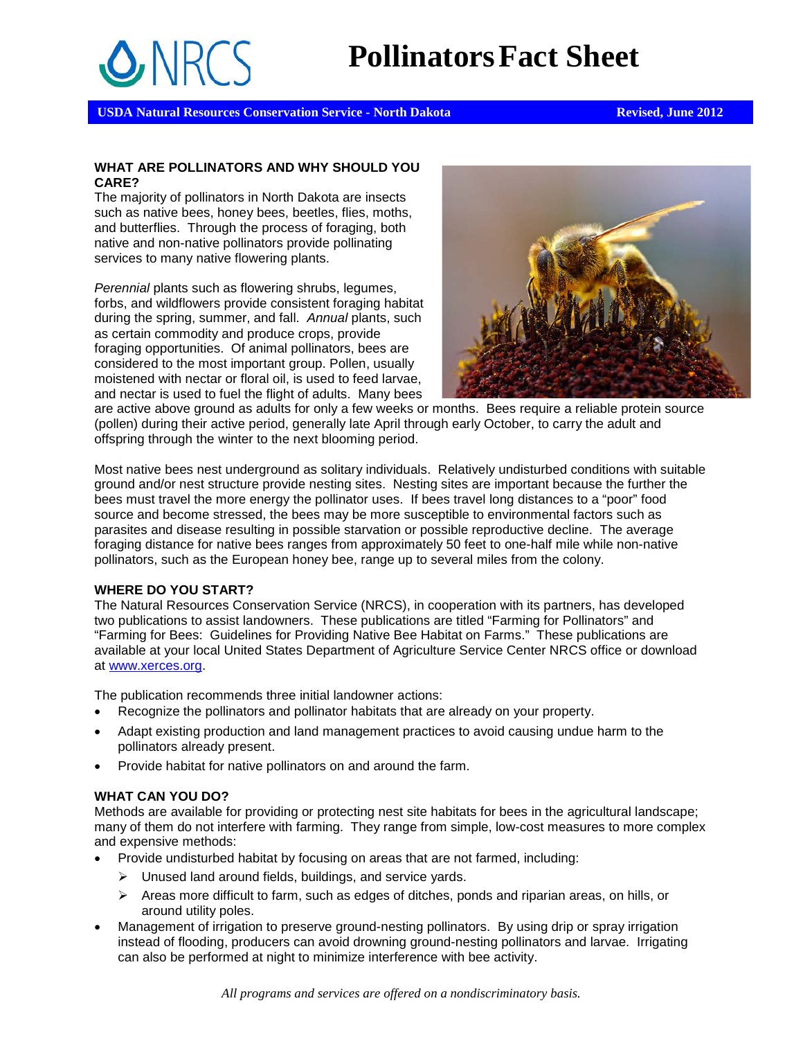# Pollinators Fact Sheet

**USDA Natural Resources Conservation Service - North Dakota** **Revised, June 2012**

## WHAT ARE POLLINATORS AND WHY SHOULD YOU CARE?

The majority of pollinators in North Dakota are insects such as native bees, honey bees, beetles, flies, moths, and butterflies. Through the process of foraging, both native and non-native pollinators provide pollinating services to many native flowering plants.

*Perennial* plants such as flowering shrubs, legumes, forbs, and wildflowers provide consistent foraging habitat during the spring, summer, and fall. *Annual* plants, such as certain commodity and produce crops, provide foraging opportunities. Of animal pollinators, bees are considered to the most important group. Pollen, usually moistened with nectar or floral oil, is used to feed larvae, and nectar is used to fuel the flight of adults. Many bees are active above ground as adults for only a few weeks or months. Bees require a reliable protein source (pollen) during their active period, generally late April through early October, to carry the adult and offspring through the winter to the next blooming period.

Most native bees nest underground as solitary individuals. Relatively undisturbed conditions with suitable ground and/or nest structure provide nesting sites. Nesting sites are important because the further the bees must travel the more energy the pollinator uses. If bees travel long distances to a "poor" food source and become stressed, the bees may be more susceptible to environmental factors such as parasites and disease resulting in possible starvation or possible reproductive decline. The average foraging distance for native bees ranges from approximately 50 feet to one-half mile while non-native pollinators, such as the European honey bee, range up to several miles from the colony.

## WHERE DO YOU START?

The Natural Resources Conservation Service (NRCS), in cooperation with its partners, has developed two publications to assist landowners. These publications are titled "Farming for Pollinators" and "Farming for Bees: Guidelines for Providing Native Bee Habitat on Farms." These publications are available at your local United States Department of Agriculture Service Center NRCS office or download at www.xerces.org.

The publication recommends three initial landowner actions:

- Recognize the pollinators and pollinator habitats that are already on your property.
- Adapt existing production and land management practices to avoid causing undue harm to the pollinators already present.
- Provide habitat for native pollinators on and around the farm.

## WHAT CAN YOU DO?

Methods are available for providing or protecting nest site habitats for bees in the agricultural landscape; many of them do not interfere with farming. They range from simple, low-cost measures to more complex and expensive methods:

- Provide undisturbed habitat by focusing on areas that are not farmed, including:
  - Unused land around fields, buildings, and service yards.
  - Areas more difficult to farm, such as edges of ditches, ponds and riparian areas, on hills, or around utility poles.
- Management of irrigation to preserve ground-nesting pollinators. By using drip or spray irrigation instead of flooding, producers can avoid drowning ground-nesting pollinators and larvae. Irrigating can also be performed at night to minimize interference with bee activity.

*All programs and services are offered on a nondiscriminatory basis.*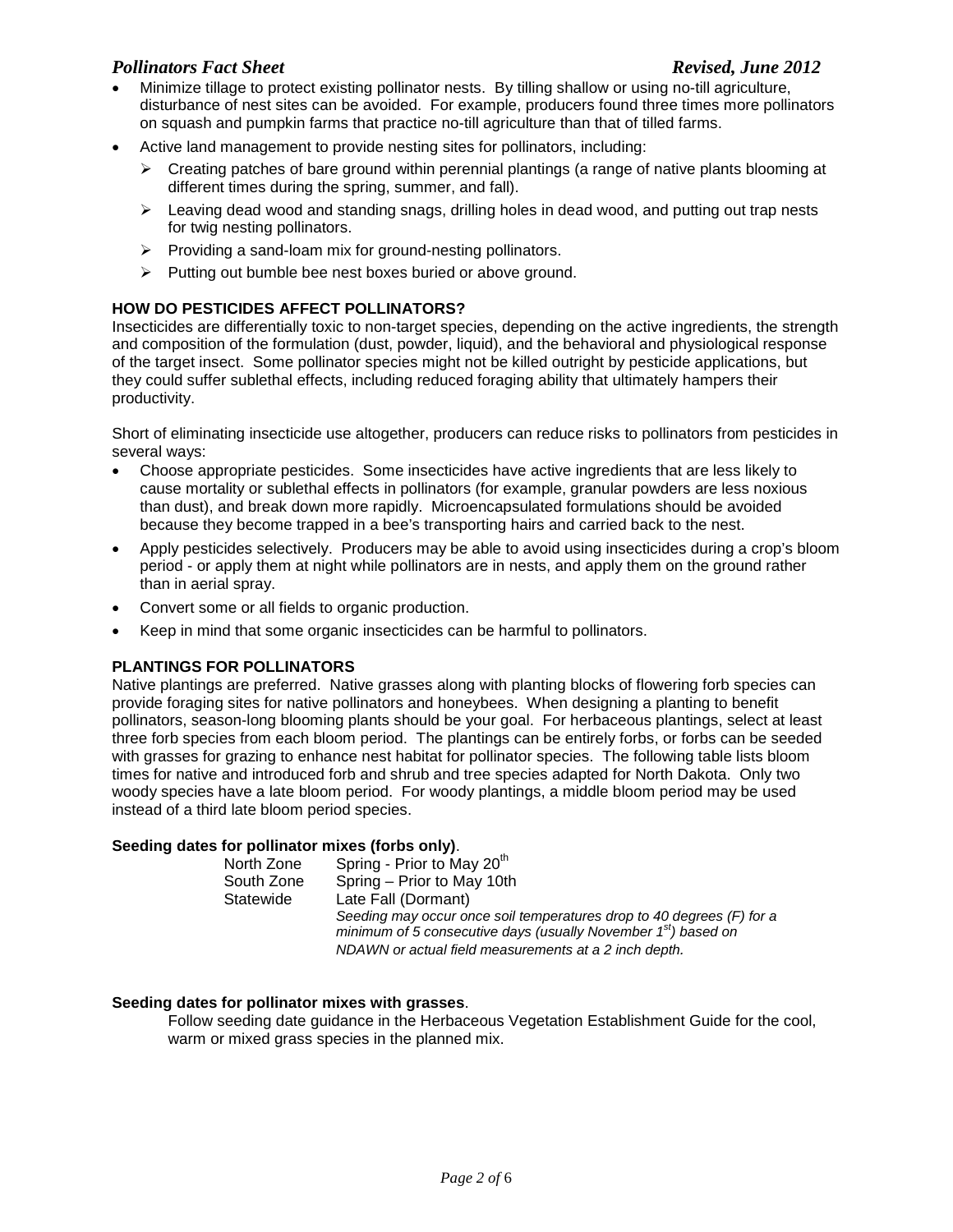- Minimize tillage to protect existing pollinator nests. By tilling shallow or using no-till agriculture, disturbance of nest sites can be avoided. For example, producers found three times more pollinators on squash and pumpkin farms that practice no-till agriculture than that of tilled farms.
- Active land management to provide nesting sites for pollinators, including:
  - Creating patches of bare ground within perennial plantings (a range of native plants blooming at different times during the spring, summer, and fall).
  - Leaving dead wood and standing snags, drilling holes in dead wood, and putting out trap nests for twig nesting pollinators.
  - Providing a sand-loam mix for ground-nesting pollinators.
  - Putting out bumble bee nest boxes buried or above ground.

**HOW DO PESTICIDES AFFECT POLLINATORS?**

Insecticides are differentially toxic to non-target species, depending on the active ingredients, the strength and composition of the formulation (dust, powder, liquid), and the behavioral and physiological response of the target insect. Some pollinator species might not be killed outright by pesticide applications, but they could suffer sublethal effects, including reduced foraging ability that ultimately hampers their productivity.

Short of eliminating insecticide use altogether, producers can reduce risks to pollinators from pesticides in several ways:

- Choose appropriate pesticides. Some insecticides have active ingredients that are less likely to cause mortality or sublethal effects in pollinators (for example, granular powders are less noxious than dust), and break down more rapidly. Microencapsulated formulations should be avoided because they become trapped in a bee's transporting hairs and carried back to the nest.
- Apply pesticides selectively. Producers may be able to avoid using insecticides during a crop's bloom period - or apply them at night while pollinators are in nests, and apply them on the ground rather than in aerial spray.
- Convert some or all fields to organic production.
- Keep in mind that some organic insecticides can be harmful to pollinators.

**PLANTINGS FOR POLLINATORS**

Native plantings are preferred. Native grasses along with planting blocks of flowering forb species can provide foraging sites for native pollinators and honeybees. When designing a planting to benefit pollinators, season-long blooming plants should be your goal. For herbaceous plantings, select at least three forb species from each bloom period. The plantings can be entirely forbs, or forbs can be seeded with grasses for grazing to enhance nest habitat for pollinator species. The following table lists bloom times for native and introduced forb and shrub and tree species adapted for North Dakota. Only two woody species have a late bloom period. For woody plantings, a middle bloom period may be used instead of a third late bloom period species.

**Seeding dates for pollinator mixes (forbs only)**.

| | |
|---|---|
| North Zone | Spring - Prior to May 20th |
| South Zone | Spring – Prior to May 10th |
| Statewide | Late Fall (Dormant)<br>*Seeding may occur once soil temperatures drop to 40 degrees (F) for a minimum of 5 consecutive days (usually November 1st) based on NDAWN or actual field measurements at a 2 inch depth.* |

**Seeding dates for pollinator mixes with grasses**.

Follow seeding date guidance in the Herbaceous Vegetation Establishment Guide for the cool, warm or mixed grass species in the planned mix.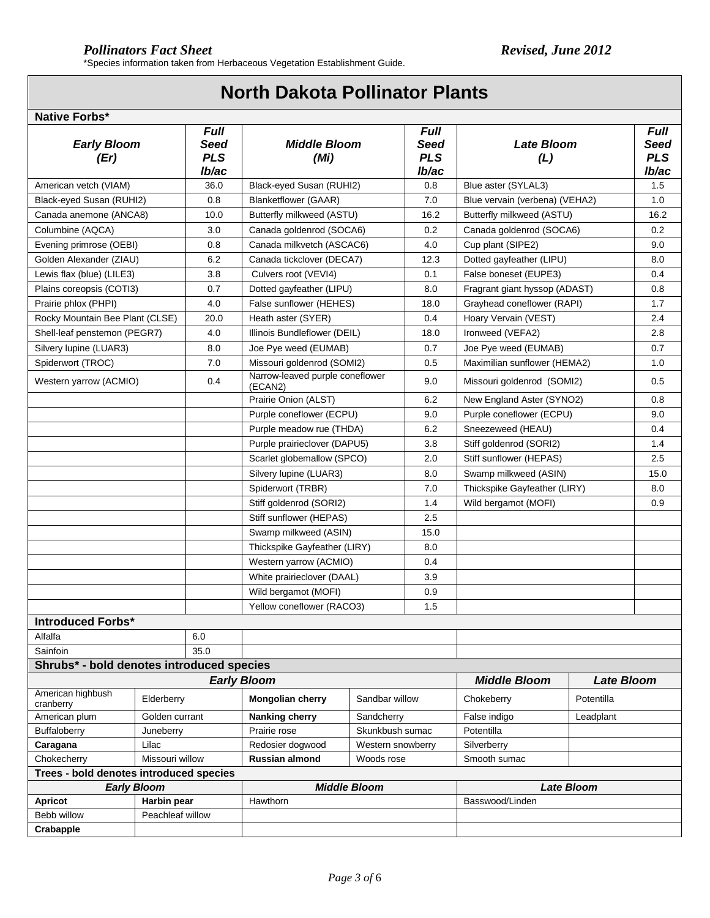*Pollinators Fact Sheet* *Revised, June 2012*

*Species information taken from Herbaceous Vegetation Establishment Guide.

# North Dakota Pollinator Plants

## Native Forbs*

| *Early Bloom (Er)* | *Full Seed PLS lb/ac* | *Middle Bloom (Mi)* | *Full Seed PLS lb/ac* | *Late Bloom (L)* | *Full Seed PLS lb/ac* |
|---|---|---|---|---|---|
| American vetch (VIAM) | 36.0 | Black-eyed Susan (RUHI2) | 0.8 | Blue aster (SYLAL3) | 1.5 |
| Black-eyed Susan (RUHI2) | 0.8 | Blanketflower (GAAR) | 7.0 | Blue vervain (verbena) (VEHA2) | 1.0 |
| Canada anemone (ANCA8) | 10.0 | Butterfly milkweed (ASTU) | 16.2 | Butterfly milkweed (ASTU) | 16.2 |
| Columbine (AQCA) | 3.0 | Canada goldenrod (SOCA6) | 0.2 | Canada goldenrod (SOCA6) | 0.2 |
| Evening primrose (OEBI) | 0.8 | Canada milkvetch (ASCAC6) | 4.0 | Cup plant (SIPE2) | 9.0 |
| Golden Alexander (ZIAU) | 6.2 | Canada tickclover (DECA7) | 12.3 | Dotted gayfeather (LIPU) | 8.0 |
| Lewis flax (blue) (LILE3) | 3.8 | Culvers root (VEVI4) | 0.1 | False boneset (EUPE3) | 0.4 |
| Plains coreopsis (COTI3) | 0.7 | Dotted gayfeather (LIPU) | 8.0 | Fragrant giant hyssop (ADAST) | 0.8 |
| Prairie phlox (PHPI) | 4.0 | False sunflower (HEHES) | 18.0 | Grayhead coneflower (RAPI) | 1.7 |
| Rocky Mountain Bee Plant (CLSE) | 20.0 | Heath aster (SYER) | 0.4 | Hoary Vervain (VEST) | 2.4 |
| Shell-leaf penstemon (PEGR7) | 4.0 | Illinois Bundleflower (DEIL) | 18.0 | Ironweed (VEFA2) | 2.8 |
| Silvery lupine (LUAR3) | 8.0 | Joe Pye weed (EUMAB) | 0.7 | Joe Pye weed (EUMAB) | 0.7 |
| Spiderwort (TROC) | 7.0 | Missouri goldenrod (SOMI2) | 0.5 | Maximilian sunflower (HEMA2) | 1.0 |
| Western yarrow (ACMIO) | 0.4 | Narrow-leaved purple coneflower (ECAN2) | 9.0 | Missouri goldenrod (SOMI2) | 0.5 |
| | | Prairie Onion (ALST) | 6.2 | New England Aster (SYNO2) | 0.8 |
| | | Purple coneflower (ECPU) | 9.0 | Purple coneflower (ECPU) | 9.0 |
| | | Purple meadow rue (THDA) | 6.2 | Sneezeweed (HEAU) | 0.4 |
| | | Purple prairieclover (DAPU5) | 3.8 | Stiff goldenrod (SORI2) | 1.4 |
| | | Scarlet globemallow (SPCO) | 2.0 | Stiff sunflower (HEPAS) | 2.5 |
| | | Silvery lupine (LUAR3) | 8.0 | Swamp milkweed (ASIN) | 15.0 |
| | | Spiderwort (TRBR) | 7.0 | Thickspike Gayfeather (LIRY) | 8.0 |
| | | Stiff goldenrod (SORI2) | 1.4 | Wild bergamot (MOFI) | 0.9 |
| | | Stiff sunflower (HEPAS) | 2.5 | | |
| | | Swamp milkweed (ASIN) | 15.0 | | |
| | | Thickspike Gayfeather (LIRY) | 8.0 | | |
| | | Western yarrow (ACMIO) | 0.4 | | |
| | | White prairieclover (DAAL) | 3.9 | | |
| | | Wild bergamot (MOFI) | 0.9 | | |
| | | Yellow coneflower (RACO3) | 1.5 | | |

## Introduced Forbs*

| | |
|---|---|
| Alfalfa | 6.0 |
| Sainfoin | 35.0 |

## Shrubs* - bold denotes introduced species

| *Early Bloom* | | | | *Middle Bloom* | *Late Bloom* |
|---|---|---|---|---|---|
| American highbush cranberry | Elderberry | **Mongolian cherry** | Sandbar willow | Chokeberry | Potentilla |
| American plum | Golden currant | **Nanking cherry** | Sandcherry | False indigo | Leadplant |
| Buffaloberry | Juneberry | Prairie rose | Skunkbush sumac | Potentilla | |
| **Caragana** | Lilac | Redosier dogwood | Western snowberry | Silverberry | |
| Chokecherry | Missouri willow | **Russian almond** | Woods rose | Smooth sumac | |

## Trees - bold denotes introduced species

| *Early Bloom* | | *Middle Bloom* | *Late Bloom* |
|---|---|---|---|
| **Apricot** | **Harbin pear** | Hawthorn | Basswood/Linden |
| Bebb willow | Peachleaf willow | | |
| **Crabapple** | | | |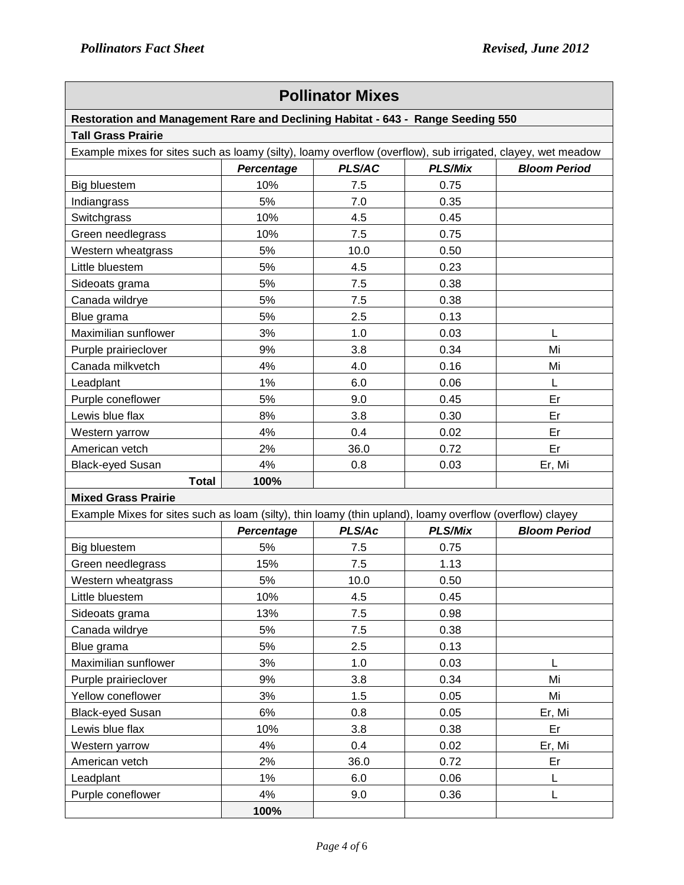## Pollinator Mixes

**Restoration and Management Rare and Declining Habitat - 643 - Range Seeding 550**

**Tall Grass Prairie**

Example mixes for sites such as loamy (silty), loamy overflow (overflow), sub irrigated, clayey, wet meadow

| | *Percentage* | *PLS/AC* | *PLS/Mix* | *Bloom Period* |
|---|---|---|---|---|
| Big bluestem | 10% | 7.5 | 0.75 | |
| Indiangrass | 5% | 7.0 | 0.35 | |
| Switchgrass | 10% | 4.5 | 0.45 | |
| Green needlegrass | 10% | 7.5 | 0.75 | |
| Western wheatgrass | 5% | 10.0 | 0.50 | |
| Little bluestem | 5% | 4.5 | 0.23 | |
| Sideoats grama | 5% | 7.5 | 0.38 | |
| Canada wildrye | 5% | 7.5 | 0.38 | |
| Blue grama | 5% | 2.5 | 0.13 | |
| Maximilian sunflower | 3% | 1.0 | 0.03 | L |
| Purple prairieclover | 9% | 3.8 | 0.34 | Mi |
| Canada milkvetch | 4% | 4.0 | 0.16 | Mi |
| Leadplant | 1% | 6.0 | 0.06 | L |
| Purple coneflower | 5% | 9.0 | 0.45 | Er |
| Lewis blue flax | 8% | 3.8 | 0.30 | Er |
| Western yarrow | 4% | 0.4 | 0.02 | Er |
| American vetch | 2% | 36.0 | 0.72 | Er |
| Black-eyed Susan | 4% | 0.8 | 0.03 | Er, Mi |
| **Total** | **100%** | | | |

**Mixed Grass Prairie**

Example Mixes for sites such as loam (silty), thin loamy (thin upland), loamy overflow (overflow) clayey

| | *Percentage* | *PLS/Ac* | *PLS/Mix* | *Bloom Period* |
|---|---|---|---|---|
| Big bluestem | 5% | 7.5 | 0.75 | |
| Green needlegrass | 15% | 7.5 | 1.13 | |
| Western wheatgrass | 5% | 10.0 | 0.50 | |
| Little bluestem | 10% | 4.5 | 0.45 | |
| Sideoats grama | 13% | 7.5 | 0.98 | |
| Canada wildrye | 5% | 7.5 | 0.38 | |
| Blue grama | 5% | 2.5 | 0.13 | |
| Maximilian sunflower | 3% | 1.0 | 0.03 | L |
| Purple prairieclover | 9% | 3.8 | 0.34 | Mi |
| Yellow coneflower | 3% | 1.5 | 0.05 | Mi |
| Black-eyed Susan | 6% | 0.8 | 0.05 | Er, Mi |
| Lewis blue flax | 10% | 3.8 | 0.38 | Er |
| Western yarrow | 4% | 0.4 | 0.02 | Er, Mi |
| American vetch | 2% | 36.0 | 0.72 | Er |
| Leadplant | 1% | 6.0 | 0.06 | L |
| Purple coneflower | 4% | 9.0 | 0.36 | L |
| | **100%** | | | |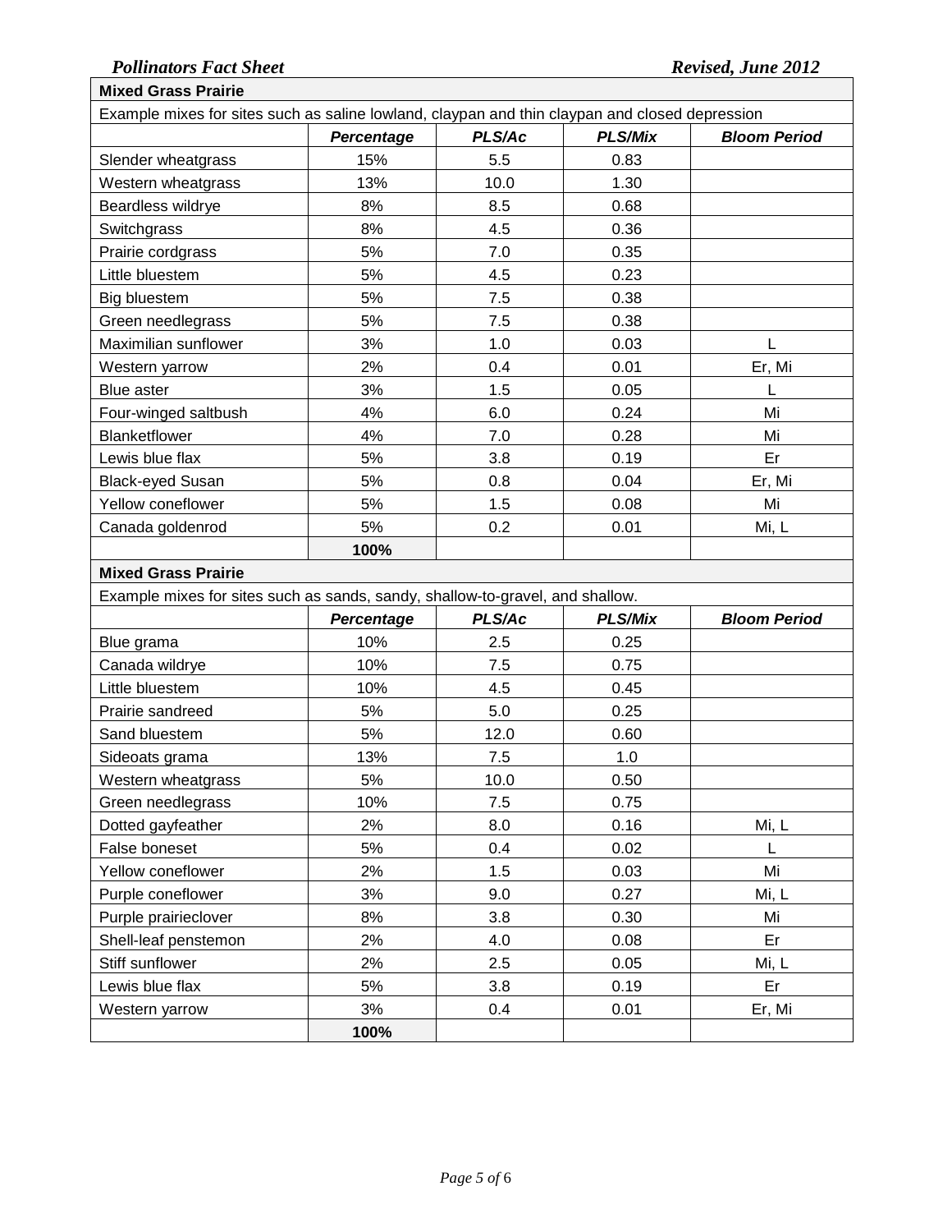| Mixed Grass Prairie | | | | |
|---|---|---|---|---|
| Example mixes for sites such as saline lowland, claypan and thin claypan and closed depression | | | | |
| | ***Percentage*** | ***PLS/Ac*** | ***PLS/Mix*** | ***Bloom Period*** |
| Slender wheatgrass | 15% | 5.5 | 0.83 | |
| Western wheatgrass | 13% | 10.0 | 1.30 | |
| Beardless wildrye | 8% | 8.5 | 0.68 | |
| Switchgrass | 8% | 4.5 | 0.36 | |
| Prairie cordgrass | 5% | 7.0 | 0.35 | |
| Little bluestem | 5% | 4.5 | 0.23 | |
| Big bluestem | 5% | 7.5 | 0.38 | |
| Green needlegrass | 5% | 7.5 | 0.38 | |
| Maximilian sunflower | 3% | 1.0 | 0.03 | L |
| Western yarrow | 2% | 0.4 | 0.01 | Er, Mi |
| Blue aster | 3% | 1.5 | 0.05 | L |
| Four-winged saltbush | 4% | 6.0 | 0.24 | Mi |
| Blanketflower | 4% | 7.0 | 0.28 | Mi |
| Lewis blue flax | 5% | 3.8 | 0.19 | Er |
| Black-eyed Susan | 5% | 0.8 | 0.04 | Er, Mi |
| Yellow coneflower | 5% | 1.5 | 0.08 | Mi |
| Canada goldenrod | 5% | 0.2 | 0.01 | Mi, L |
| | **100%** | | | |

| Mixed Grass Prairie | | | | |
|---|---|---|---|---|
| Example mixes for sites such as sands, sandy, shallow-to-gravel, and shallow. | | | | |
| | ***Percentage*** | ***PLS/Ac*** | ***PLS/Mix*** | ***Bloom Period*** |
| Blue grama | 10% | 2.5 | 0.25 | |
| Canada wildrye | 10% | 7.5 | 0.75 | |
| Little bluestem | 10% | 4.5 | 0.45 | |
| Prairie sandreed | 5% | 5.0 | 0.25 | |
| Sand bluestem | 5% | 12.0 | 0.60 | |
| Sideoats grama | 13% | 7.5 | 1.0 | |
| Western wheatgrass | 5% | 10.0 | 0.50 | |
| Green needlegrass | 10% | 7.5 | 0.75 | |
| Dotted gayfeather | 2% | 8.0 | 0.16 | Mi, L |
| False boneset | 5% | 0.4 | 0.02 | L |
| Yellow coneflower | 2% | 1.5 | 0.03 | Mi |
| Purple coneflower | 3% | 9.0 | 0.27 | Mi, L |
| Purple prairieclover | 8% | 3.8 | 0.30 | Mi |
| Shell-leaf penstemon | 2% | 4.0 | 0.08 | Er |
| Stiff sunflower | 2% | 2.5 | 0.05 | Mi, L |
| Lewis blue flax | 5% | 3.8 | 0.19 | Er |
| Western yarrow | 3% | 0.4 | 0.01 | Er, Mi |
| | **100%** | | | |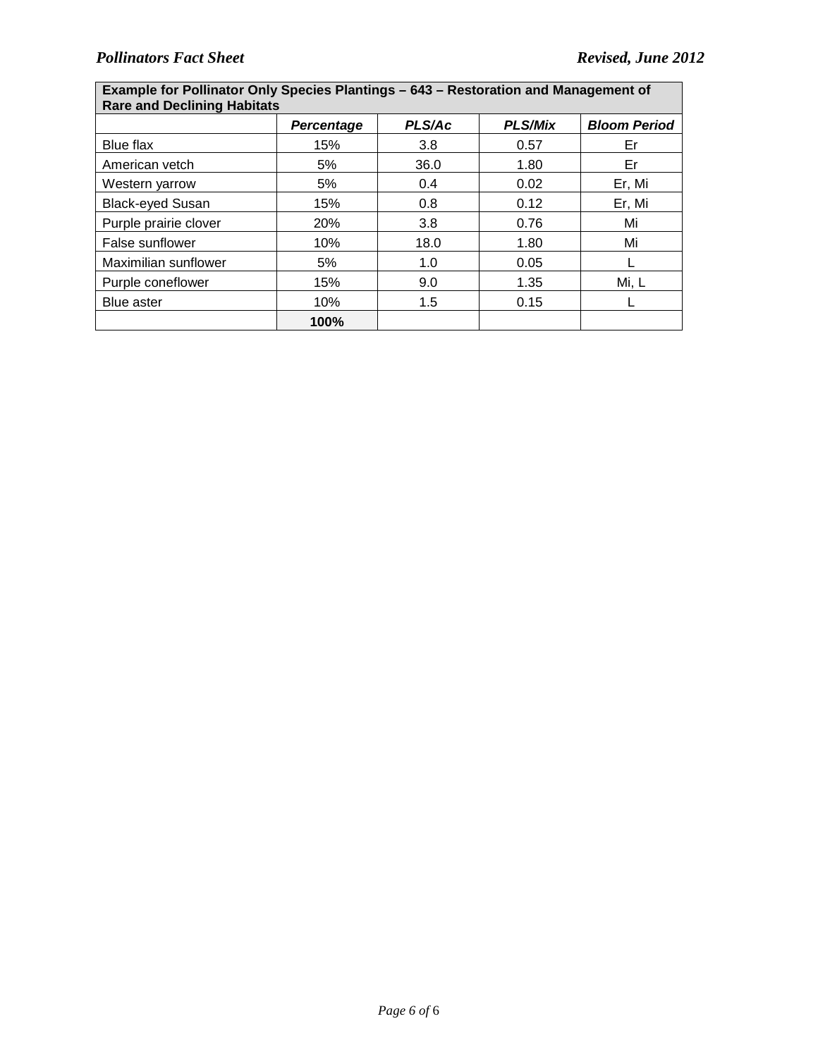| Example for Pollinator Only Species Plantings – 643 – Restoration and Management of Rare and Declining Habitats | | | | |
|---|---|---|---|---|
| | ***Percentage*** | ***PLS/Ac*** | ***PLS/Mix*** | ***Bloom Period*** |
| Blue flax | 15% | 3.8 | 0.57 | Er |
| American vetch | 5% | 36.0 | 1.80 | Er |
| Western yarrow | 5% | 0.4 | 0.02 | Er, Mi |
| Black-eyed Susan | 15% | 0.8 | 0.12 | Er, Mi |
| Purple prairie clover | 20% | 3.8 | 0.76 | Mi |
| False sunflower | 10% | 18.0 | 1.80 | Mi |
| Maximilian sunflower | 5% | 1.0 | 0.05 | L |
| Purple coneflower | 15% | 9.0 | 1.35 | Mi, L |
| Blue aster | 10% | 1.5 | 0.15 | L |
| | **100%** | | | |